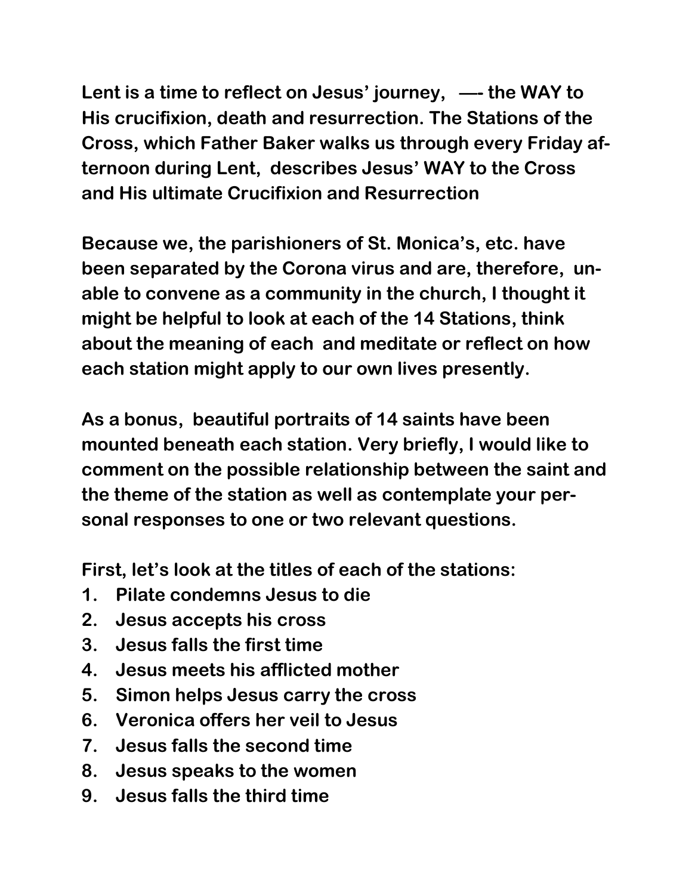**Lent is a time to reflect on Jesus' journey, —- the WAY to His crucifixion, death and resurrection. The Stations of the Cross, which Father Baker walks us through every Friday afternoon during Lent, describes Jesus' WAY to the Cross and His ultimate Crucifixion and Resurrection**

**Because we, the parishioners of St. Monica's, etc. have been separated by the Corona virus and are, therefore, unable to convene as a community in the church, I thought it might be helpful to look at each of the 14 Stations, think about the meaning of each and meditate or reflect on how each station might apply to our own lives presently.**

**As a bonus, beautiful portraits of 14 saints have been mounted beneath each station. Very briefly, I would like to comment on the possible relationship between the saint and the theme of the station as well as contemplate your personal responses to one or two relevant questions.**

**First, let's look at the titles of each of the stations:**

1. **Pilate condemns Jesus to die**
2. **Jesus accepts his cross**
3. **Jesus falls the first time**
4. **Jesus meets his afflicted mother**
5. **Simon helps Jesus carry the cross**
6. **Veronica offers her veil to Jesus**
7. **Jesus falls the second time**
8. **Jesus speaks to the women**
9. **Jesus falls the third time**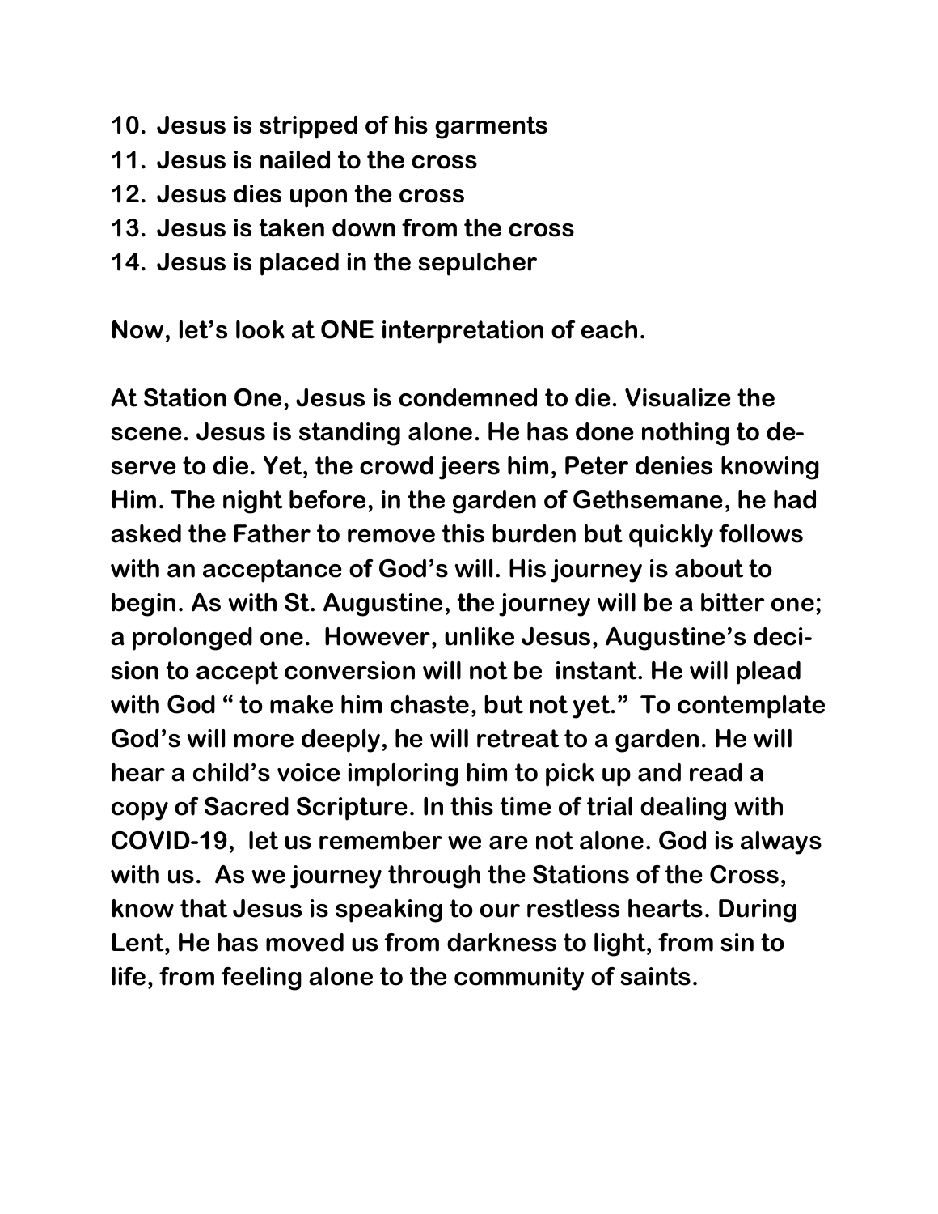10. **Jesus is stripped of his garments**
11. **Jesus is nailed to the cross**
12. **Jesus dies upon the cross**
13. **Jesus is taken down from the cross**
14. **Jesus is placed in the sepulcher**

**Now, let's look at ONE interpretation of each.**

**At Station One, Jesus is condemned to die. Visualize the scene. Jesus is standing alone. He has done nothing to deserve to die. Yet, the crowd jeers him, Peter denies knowing Him. The night before, in the garden of Gethsemane, he had asked the Father to remove this burden but quickly follows with an acceptance of God's will. His journey is about to begin. As with St. Augustine, the journey will be a bitter one; a prolonged one. However, unlike Jesus, Augustine's decision to accept conversion will not be instant. He will plead with God " to make him chaste, but not yet." To contemplate God's will more deeply, he will retreat to a garden. He will hear a child's voice imploring him to pick up and read a copy of Sacred Scripture. In this time of trial dealing with COVID-19, let us remember we are not alone. God is always with us. As we journey through the Stations of the Cross, know that Jesus is speaking to our restless hearts. During Lent, He has moved us from darkness to light, from sin to life, from feeling alone to the community of saints.**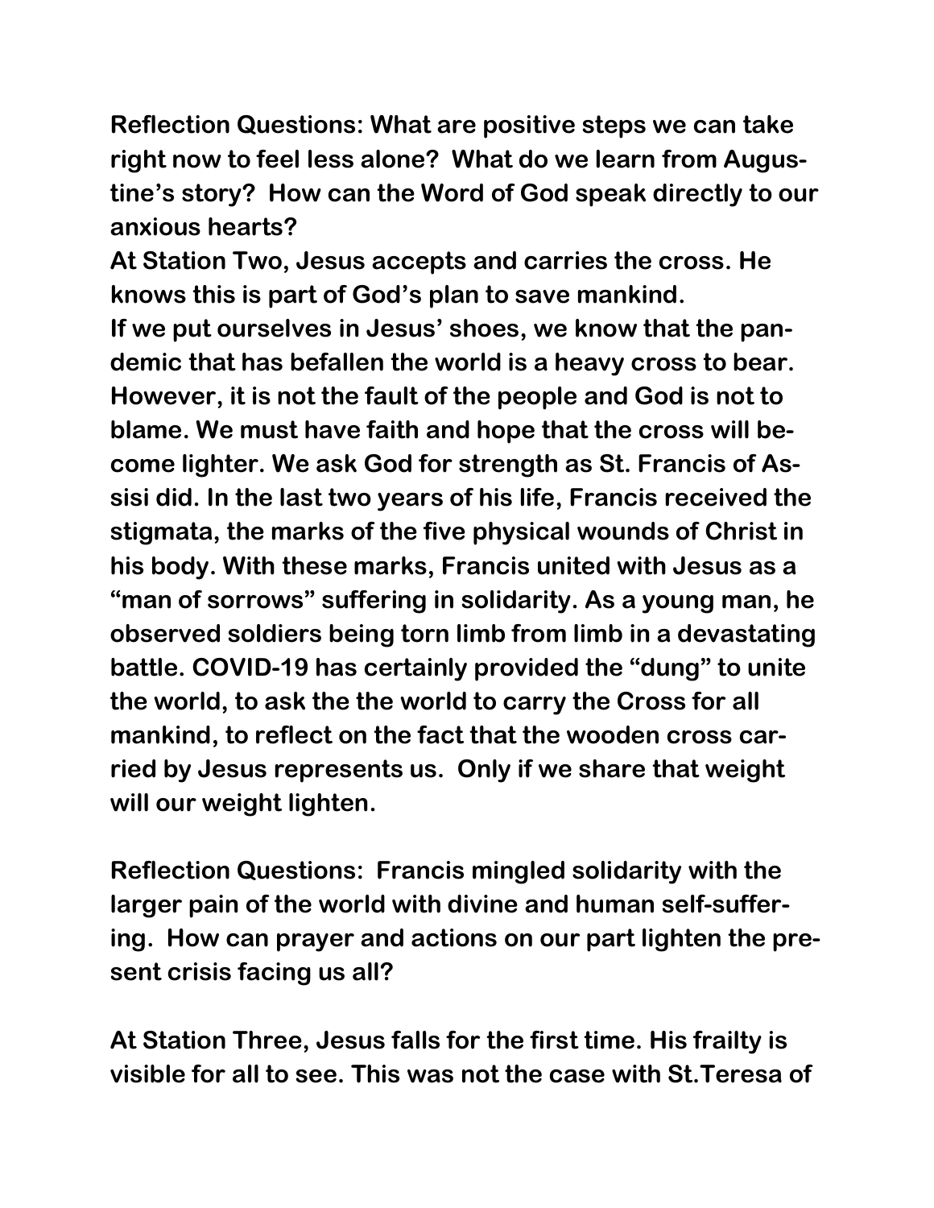**Reflection Questions: What are positive steps we can take right now to feel less alone? What do we learn from Augustine's story? How can the Word of God speak directly to our anxious hearts?**

**At Station Two, Jesus accepts and carries the cross. He knows this is part of God's plan to save mankind.**

**If we put ourselves in Jesus' shoes, we know that the pandemic that has befallen the world is a heavy cross to bear. However, it is not the fault of the people and God is not to blame. We must have faith and hope that the cross will become lighter. We ask God for strength as St. Francis of Assisi did. In the last two years of his life, Francis received the stigmata, the marks of the five physical wounds of Christ in his body. With these marks, Francis united with Jesus as a "man of sorrows" suffering in solidarity. As a young man, he observed soldiers being torn limb from limb in a devastating battle. COVID-19 has certainly provided the "dung" to unite the world, to ask the the world to carry the Cross for all mankind, to reflect on the fact that the wooden cross carried by Jesus represents us. Only if we share that weight will our weight lighten.**

**Reflection Questions: Francis mingled solidarity with the larger pain of the world with divine and human self-suffering. How can prayer and actions on our part lighten the present crisis facing us all?**

**At Station Three, Jesus falls for the first time. His frailty is visible for all to see. This was not the case with St.Teresa of**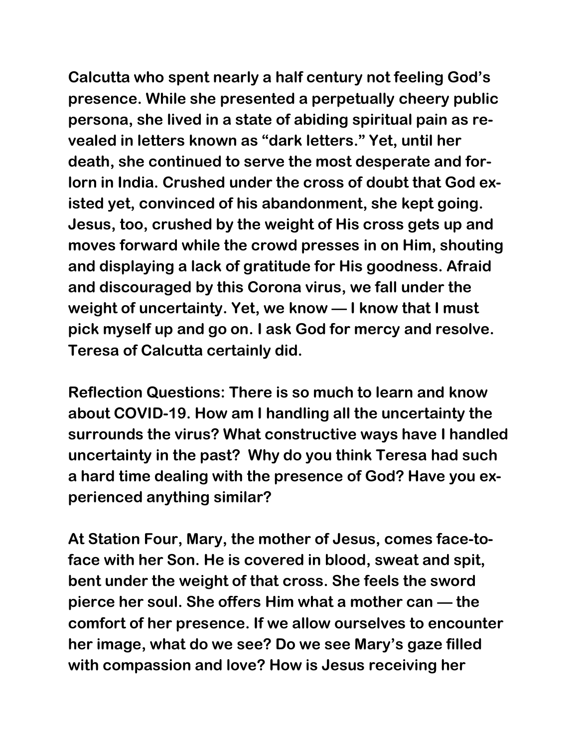Calcutta who spent nearly a half century not feeling God's presence. While she presented a perpetually cheery public persona, she lived in a state of abiding spiritual pain as revealed in letters known as "dark letters." Yet, until her death, she continued to serve the most desperate and forlorn in India. Crushed under the cross of doubt that God existed yet, convinced of his abandonment, she kept going. Jesus, too, crushed by the weight of His cross gets up and moves forward while the crowd presses in on Him, shouting and displaying a lack of gratitude for His goodness. Afraid and discouraged by this Corona virus, we fall under the weight of uncertainty. Yet, we know — I know that I must pick myself up and go on. I ask God for mercy and resolve. Teresa of Calcutta certainly did.

Reflection Questions: There is so much to learn and know about COVID-19. How am I handling all the uncertainty the surrounds the virus? What constructive ways have I handled uncertainty in the past? Why do you think Teresa had such a hard time dealing with the presence of God? Have you experienced anything similar?

At Station Four, Mary, the mother of Jesus, comes face-to-face with her Son. He is covered in blood, sweat and spit, bent under the weight of that cross. She feels the sword pierce her soul. She offers Him what a mother can — the comfort of her presence. If we allow ourselves to encounter her image, what do we see? Do we see Mary's gaze filled with compassion and love? How is Jesus receiving her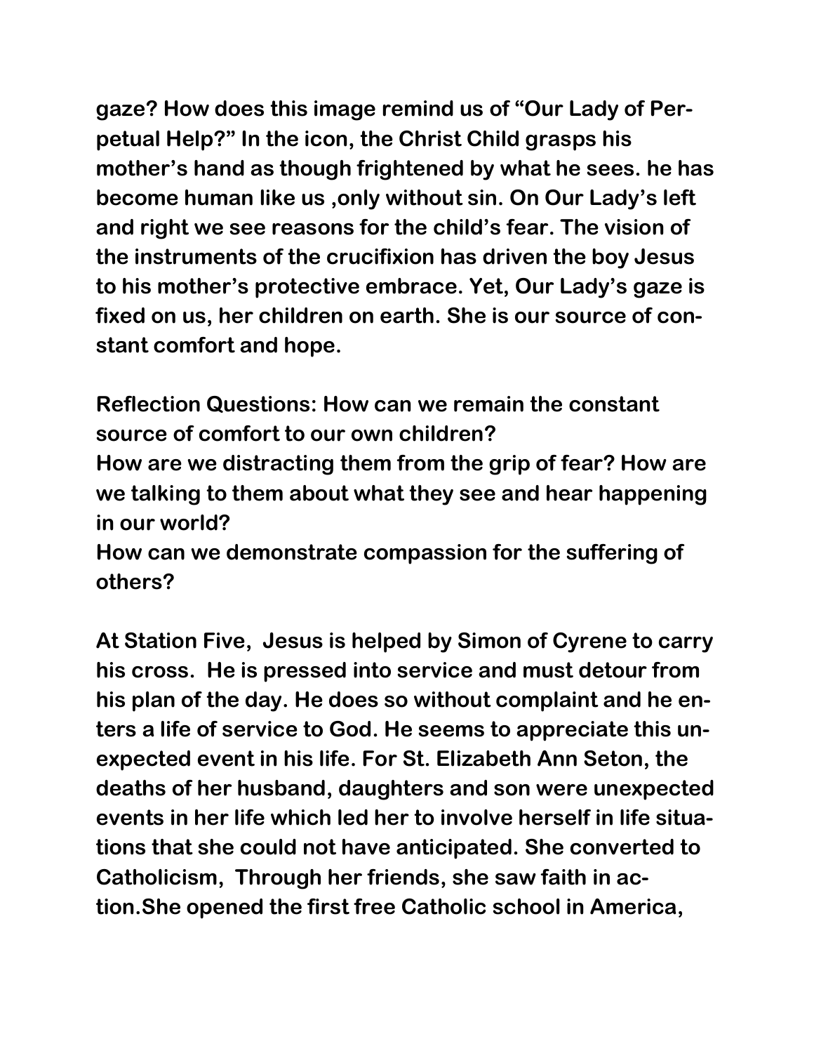gaze? How does this image remind us of "Our Lady of Perpetual Help?" In the icon, the Christ Child grasps his mother's hand as though frightened by what he sees. he has become human like us ,only without sin. On Our Lady's left and right we see reasons for the child's fear. The vision of the instruments of the crucifixion has driven the boy Jesus to his mother's protective embrace. Yet, Our Lady's gaze is fixed on us, her children on earth. She is our source of constant comfort and hope.

Reflection Questions: How can we remain the constant source of comfort to our own children?
How are we distracting them from the grip of fear? How are we talking to them about what they see and hear happening in our world?
How can we demonstrate compassion for the suffering of others?

At Station Five, Jesus is helped by Simon of Cyrene to carry his cross. He is pressed into service and must detour from his plan of the day. He does so without complaint and he enters a life of service to God. He seems to appreciate this unexpected event in his life. For St. Elizabeth Ann Seton, the deaths of her husband, daughters and son were unexpected events in her life which led her to involve herself in life situations that she could not have anticipated. She converted to Catholicism, Through her friends, she saw faith in action.She opened the first free Catholic school in America,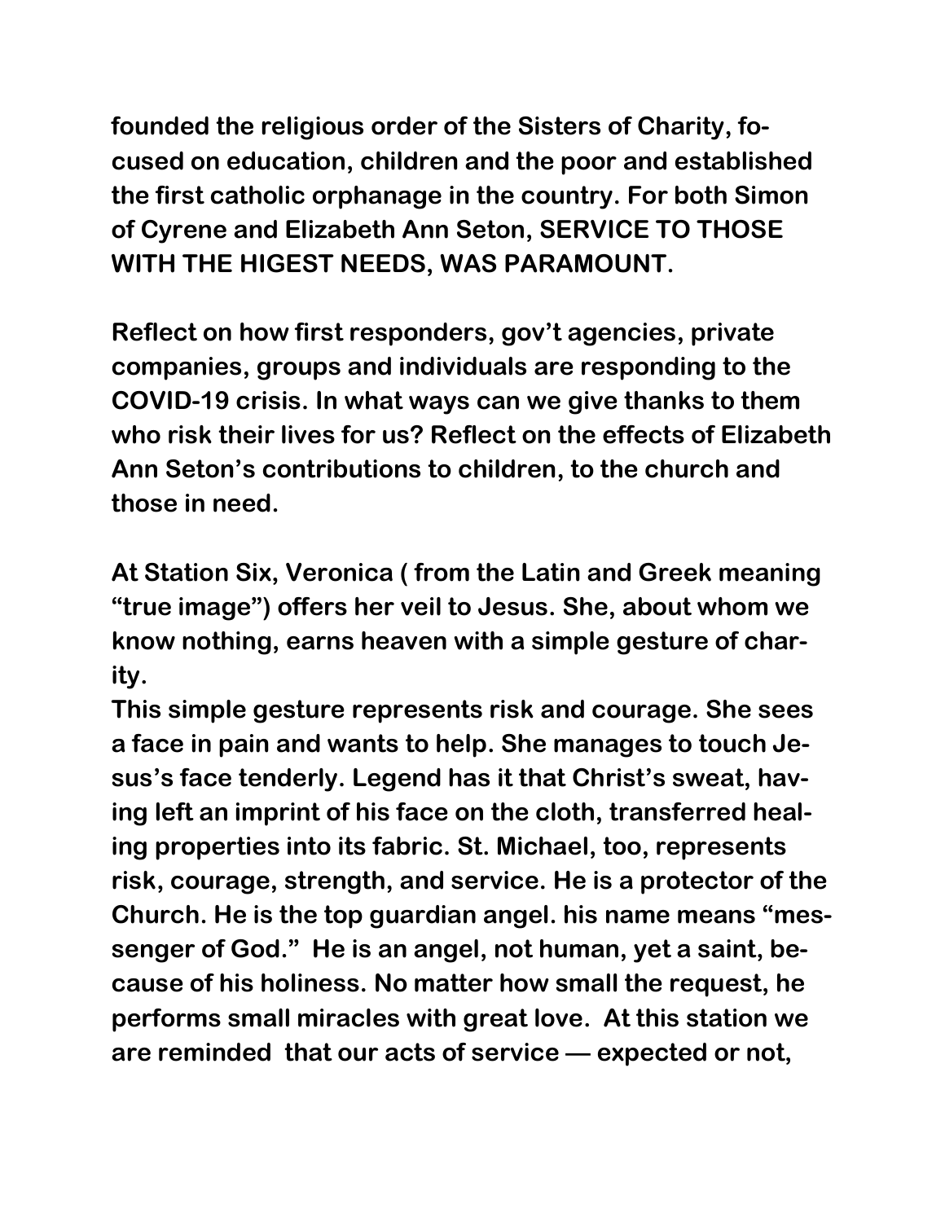founded the religious order of the Sisters of Charity, focused on education, children and the poor and established the first catholic orphanage in the country. For both Simon of Cyrene and Elizabeth Ann Seton, SERVICE TO THOSE WITH THE HIGEST NEEDS, WAS PARAMOUNT.

Reflect on how first responders, gov't agencies, private companies, groups and individuals are responding to the COVID-19 crisis. In what ways can we give thanks to them who risk their lives for us? Reflect on the effects of Elizabeth Ann Seton's contributions to children, to the church and those in need.

At Station Six, Veronica ( from the Latin and Greek meaning "true image") offers her veil to Jesus. She, about whom we know nothing, earns heaven with a simple gesture of charity.

This simple gesture represents risk and courage. She sees a face in pain and wants to help. She manages to touch Jesus's face tenderly. Legend has it that Christ's sweat, having left an imprint of his face on the cloth, transferred healing properties into its fabric. St. Michael, too, represents risk, courage, strength, and service. He is a protector of the Church. He is the top guardian angel. his name means "messenger of God." He is an angel, not human, yet a saint, because of his holiness. No matter how small the request, he performs small miracles with great love. At this station we are reminded that our acts of service — expected or not,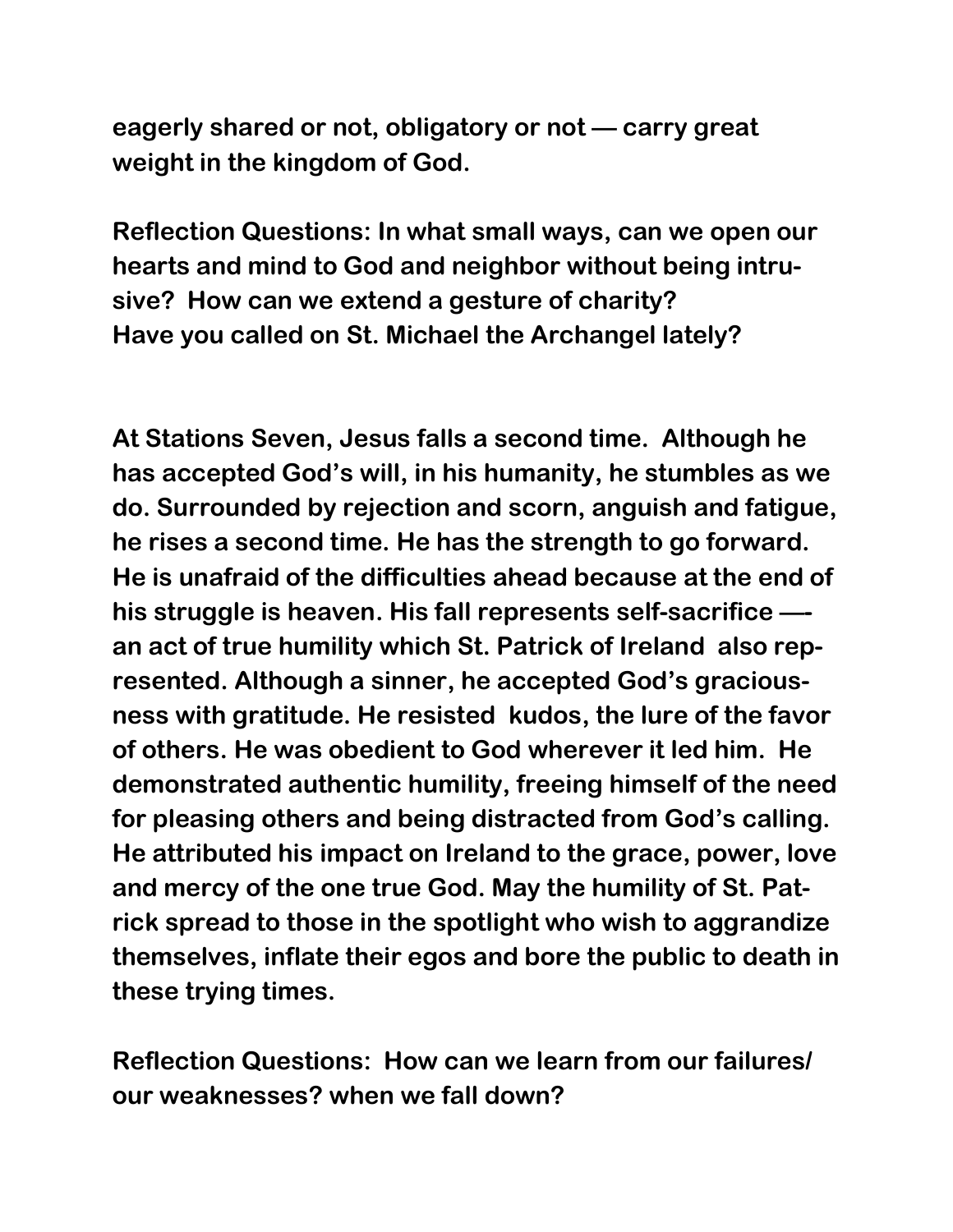**eagerly shared or not, obligatory or not — carry great weight in the kingdom of God.**

**Reflection Questions: In what small ways, can we open our hearts and mind to God and neighbor without being intrusive? How can we extend a gesture of charity?**
**Have you called on St. Michael the Archangel lately?**

**At Stations Seven, Jesus falls a second time. Although he has accepted God's will, in his humanity, he stumbles as we do. Surrounded by rejection and scorn, anguish and fatigue, he rises a second time. He has the strength to go forward. He is unafraid of the difficulties ahead because at the end of his struggle is heaven. His fall represents self-sacrifice —- an act of true humility which St. Patrick of Ireland also represented. Although a sinner, he accepted God's graciousness with gratitude. He resisted kudos, the lure of the favor of others. He was obedient to God wherever it led him. He demonstrated authentic humility, freeing himself of the need for pleasing others and being distracted from God's calling. He attributed his impact on Ireland to the grace, power, love and mercy of the one true God. May the humility of St. Patrick spread to those in the spotlight who wish to aggrandize themselves, inflate their egos and bore the public to death in these trying times.**

**Reflection Questions: How can we learn from our failures/ our weaknesses? when we fall down?**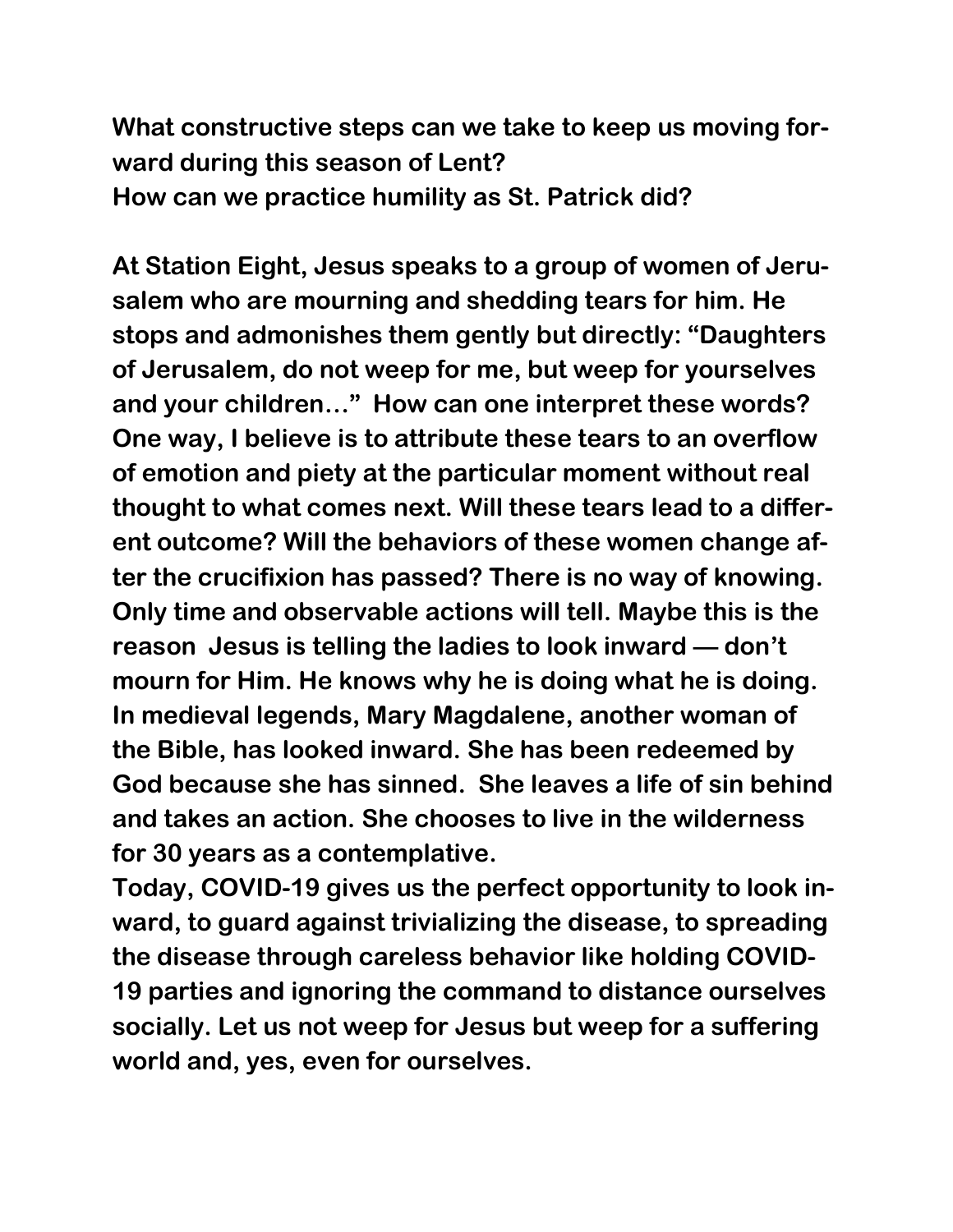**What constructive steps can we take to keep us moving forward during this season of Lent?**
**How can we practice humility as St. Patrick did?**

**At Station Eight, Jesus speaks to a group of women of Jerusalem who are mourning and shedding tears for him. He stops and admonishes them gently but directly: "Daughters of Jerusalem, do not weep for me, but weep for yourselves and your children…" How can one interpret these words? One way, I believe is to attribute these tears to an overflow of emotion and piety at the particular moment without real thought to what comes next. Will these tears lead to a different outcome? Will the behaviors of these women change after the crucifixion has passed? There is no way of knowing. Only time and observable actions will tell. Maybe this is the reason Jesus is telling the ladies to look inward — don't mourn for Him. He knows why he is doing what he is doing. In medieval legends, Mary Magdalene, another woman of the Bible, has looked inward. She has been redeemed by God because she has sinned. She leaves a life of sin behind and takes an action. She chooses to live in the wilderness for 30 years as a contemplative.**
**Today, COVID-19 gives us the perfect opportunity to look inward, to guard against trivializing the disease, to spreading the disease through careless behavior like holding COVID-19 parties and ignoring the command to distance ourselves socially. Let us not weep for Jesus but weep for a suffering world and, yes, even for ourselves.**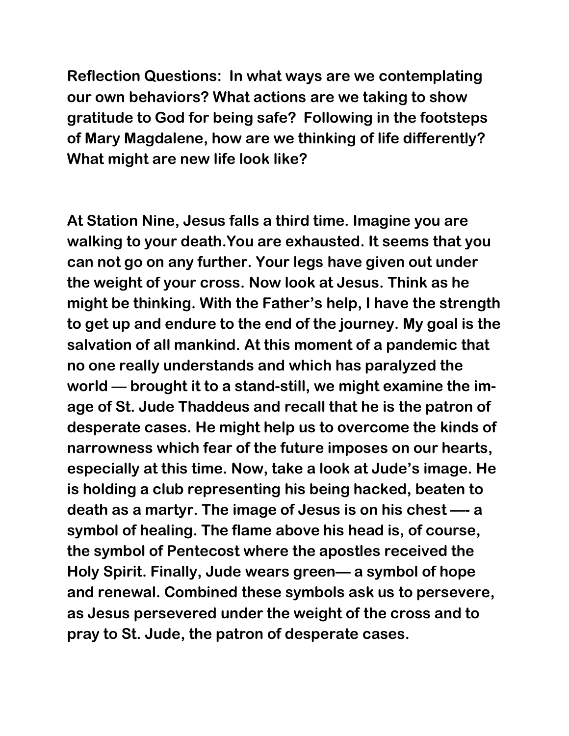**Reflection Questions: In what ways are we contemplating our own behaviors? What actions are we taking to show gratitude to God for being safe? Following in the footsteps of Mary Magdalene, how are we thinking of life differently? What might are new life look like?**

**At Station Nine, Jesus falls a third time. Imagine you are walking to your death.You are exhausted. It seems that you can not go on any further. Your legs have given out under the weight of your cross. Now look at Jesus. Think as he might be thinking. With the Father's help, I have the strength to get up and endure to the end of the journey. My goal is the salvation of all mankind. At this moment of a pandemic that no one really understands and which has paralyzed the world — brought it to a stand-still, we might examine the image of St. Jude Thaddeus and recall that he is the patron of desperate cases. He might help us to overcome the kinds of narrowness which fear of the future imposes on our hearts, especially at this time. Now, take a look at Jude's image. He is holding a club representing his being hacked, beaten to death as a martyr. The image of Jesus is on his chest —- a symbol of healing. The flame above his head is, of course, the symbol of Pentecost where the apostles received the Holy Spirit. Finally, Jude wears green— a symbol of hope and renewal. Combined these symbols ask us to persevere, as Jesus persevered under the weight of the cross and to pray to St. Jude, the patron of desperate cases.**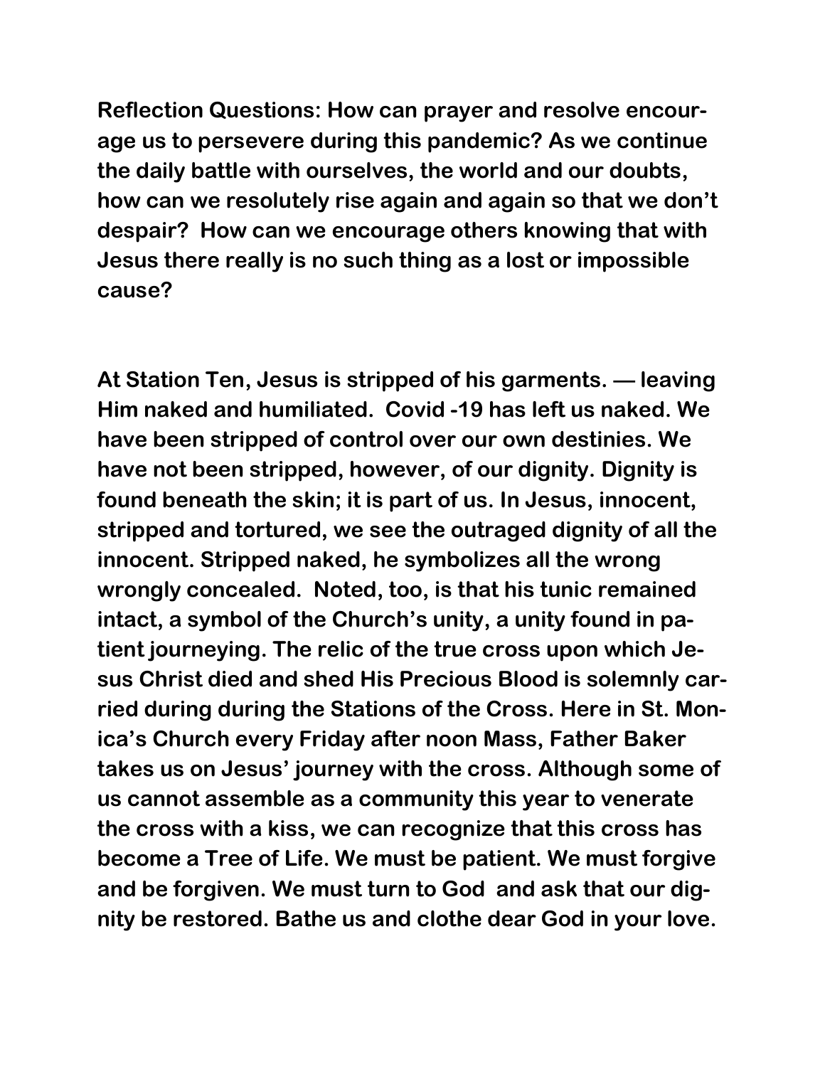**Reflection Questions: How can prayer and resolve encourage us to persevere during this pandemic? As we continue the daily battle with ourselves, the world and our doubts, how can we resolutely rise again and again so that we don't despair? How can we encourage others knowing that with Jesus there really is no such thing as a lost or impossible cause?**

**At Station Ten, Jesus is stripped of his garments. — leaving Him naked and humiliated. Covid -19 has left us naked. We have been stripped of control over our own destinies. We have not been stripped, however, of our dignity. Dignity is found beneath the skin; it is part of us. In Jesus, innocent, stripped and tortured, we see the outraged dignity of all the innocent. Stripped naked, he symbolizes all the wrong wrongly concealed. Noted, too, is that his tunic remained intact, a symbol of the Church's unity, a unity found in patient journeying. The relic of the true cross upon which Jesus Christ died and shed His Precious Blood is solemnly carried during during the Stations of the Cross. Here in St. Monica's Church every Friday after noon Mass, Father Baker takes us on Jesus' journey with the cross. Although some of us cannot assemble as a community this year to venerate the cross with a kiss, we can recognize that this cross has become a Tree of Life. We must be patient. We must forgive and be forgiven. We must turn to God and ask that our dignity be restored. Bathe us and clothe dear God in your love.**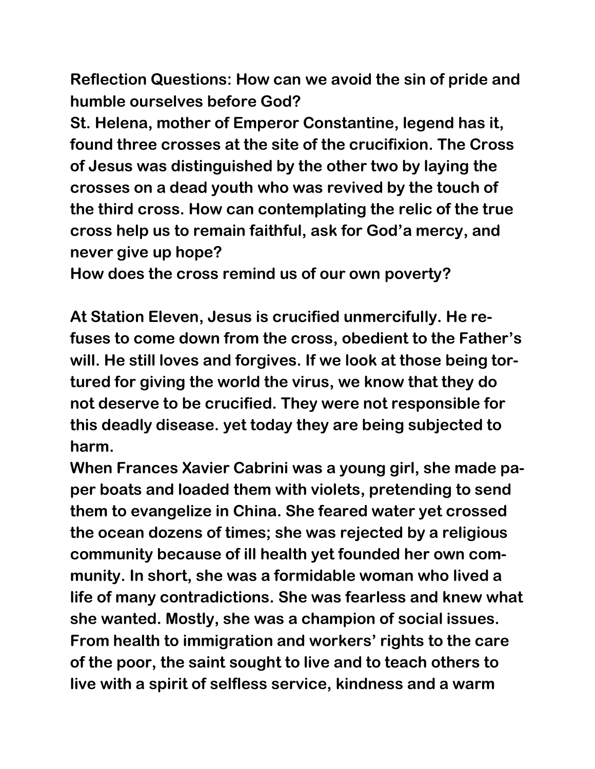**Reflection Questions: How can we avoid the sin of pride and humble ourselves before God?**

**St. Helena, mother of Emperor Constantine, legend has it, found three crosses at the site of the crucifixion. The Cross of Jesus was distinguished by the other two by laying the crosses on a dead youth who was revived by the touch of the third cross. How can contemplating the relic of the true cross help us to remain faithful, ask for God'a mercy, and never give up hope?**

**How does the cross remind us of our own poverty?**

**At Station Eleven, Jesus is crucified unmercifully. He refuses to come down from the cross, obedient to the Father's will. He still loves and forgives. If we look at those being tortured for giving the world the virus, we know that they do not deserve to be crucified. They were not responsible for this deadly disease. yet today they are being subjected to harm.**

**When Frances Xavier Cabrini was a young girl, she made paper boats and loaded them with violets, pretending to send them to evangelize in China. She feared water yet crossed the ocean dozens of times; she was rejected by a religious community because of ill health yet founded her own community. In short, she was a formidable woman who lived a life of many contradictions. She was fearless and knew what she wanted. Mostly, she was a champion of social issues. From health to immigration and workers' rights to the care of the poor, the saint sought to live and to teach others to live with a spirit of selfless service, kindness and a warm**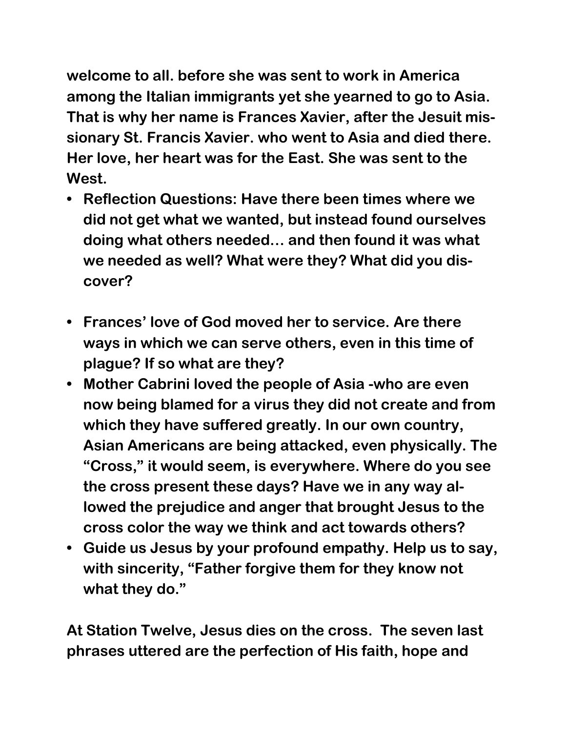welcome to all. before she was sent to work in America among the Italian immigrants yet she yearned to go to Asia. That is why her name is Frances Xavier, after the Jesuit missionary St. Francis Xavier. who went to Asia and died there. Her love, her heart was for the East. She was sent to the West.

- Reflection Questions: Have there been times where we did not get what we wanted, but instead found ourselves doing what others needed… and then found it was what we needed as well? What were they? What did you discover?

- Frances' love of God moved her to service. Are there ways in which we can serve others, even in this time of plague? If so what are they?
- Mother Cabrini loved the people of Asia -who are even now being blamed for a virus they did not create and from which they have suffered greatly. In our own country, Asian Americans are being attacked, even physically. The "Cross," it would seem, is everywhere. Where do you see the cross present these days? Have we in any way allowed the prejudice and anger that brought Jesus to the cross color the way we think and act towards others?
- Guide us Jesus by your profound empathy. Help us to say, with sincerity, "Father forgive them for they know not what they do."

At Station Twelve, Jesus dies on the cross. The seven last phrases uttered are the perfection of His faith, hope and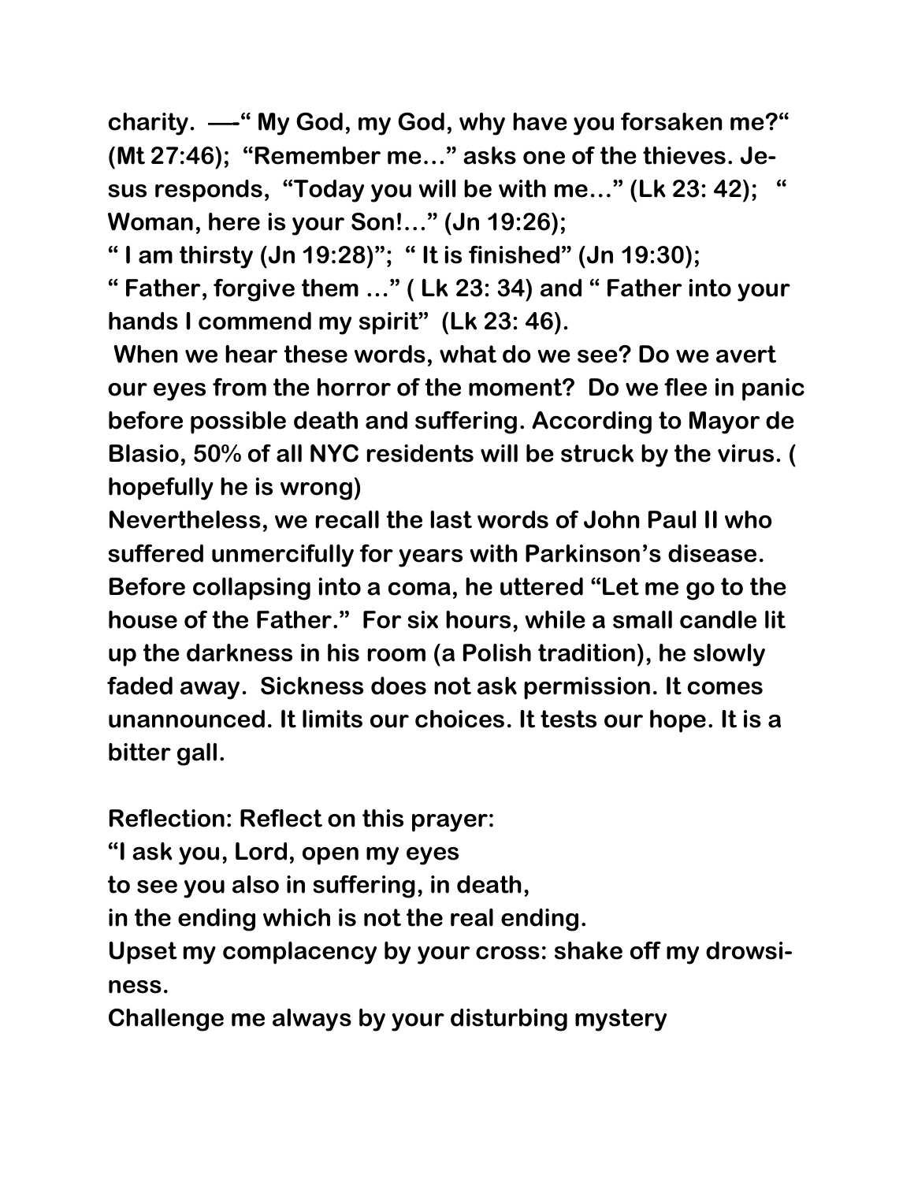**charity. —-" My God, my God, why have you forsaken me?" (Mt 27:46); "Remember me…" asks one of the thieves. Jesus responds, "Today you will be with me…" (Lk 23: 42); " Woman, here is your Son!…" (Jn 19:26);**

**" I am thirsty (Jn 19:28)"; " It is finished" (Jn 19:30);**

**" Father, forgive them …" ( Lk 23: 34) and " Father into your hands I commend my spirit" (Lk 23: 46).**

**When we hear these words, what do we see? Do we avert our eyes from the horror of the moment? Do we flee in panic before possible death and suffering. According to Mayor de Blasio, 50% of all NYC residents will be struck by the virus. ( hopefully he is wrong)**

**Nevertheless, we recall the last words of John Paul II who suffered unmercifully for years with Parkinson's disease. Before collapsing into a coma, he uttered "Let me go to the house of the Father." For six hours, while a small candle lit up the darkness in his room (a Polish tradition), he slowly faded away. Sickness does not ask permission. It comes unannounced. It limits our choices. It tests our hope. It is a bitter gall.**

**Reflection: Reflect on this prayer:**

**"I ask you, Lord, open my eyes**
**to see you also in suffering, in death,**
**in the ending which is not the real ending.**
**Upset my complacency by your cross: shake off my drowsiness.**
**Challenge me always by your disturbing mystery**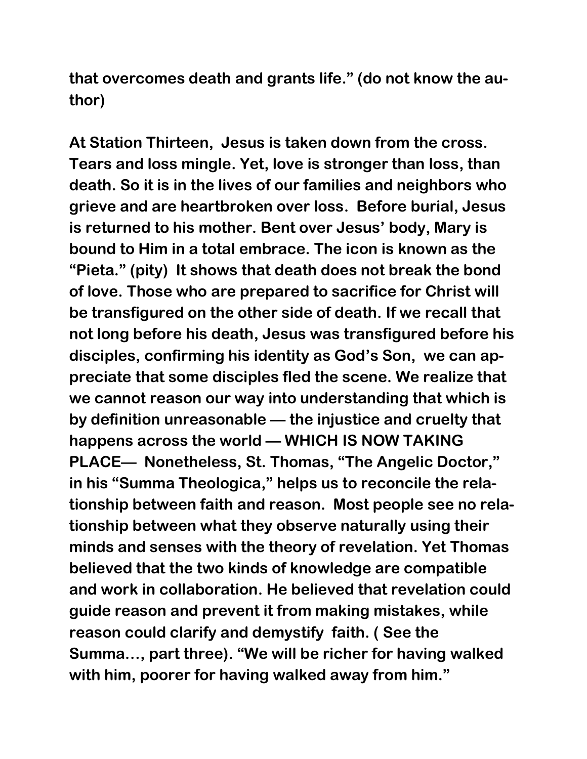**that overcomes death and grants life." (do not know the author)**

**At Station Thirteen, Jesus is taken down from the cross. Tears and loss mingle. Yet, love is stronger than loss, than death. So it is in the lives of our families and neighbors who grieve and are heartbroken over loss. Before burial, Jesus is returned to his mother. Bent over Jesus' body, Mary is bound to Him in a total embrace. The icon is known as the "Pieta." (pity) It shows that death does not break the bond of love. Those who are prepared to sacrifice for Christ will be transfigured on the other side of death. If we recall that not long before his death, Jesus was transfigured before his disciples, confirming his identity as God's Son, we can appreciate that some disciples fled the scene. We realize that we cannot reason our way into understanding that which is by definition unreasonable — the injustice and cruelty that happens across the world — WHICH IS NOW TAKING PLACE— Nonetheless, St. Thomas, "The Angelic Doctor," in his "Summa Theologica," helps us to reconcile the relationship between faith and reason. Most people see no relationship between what they observe naturally using their minds and senses with the theory of revelation. Yet Thomas believed that the two kinds of knowledge are compatible and work in collaboration. He believed that revelation could guide reason and prevent it from making mistakes, while reason could clarify and demystify faith. ( See the Summa…, part three). "We will be richer for having walked with him, poorer for having walked away from him."**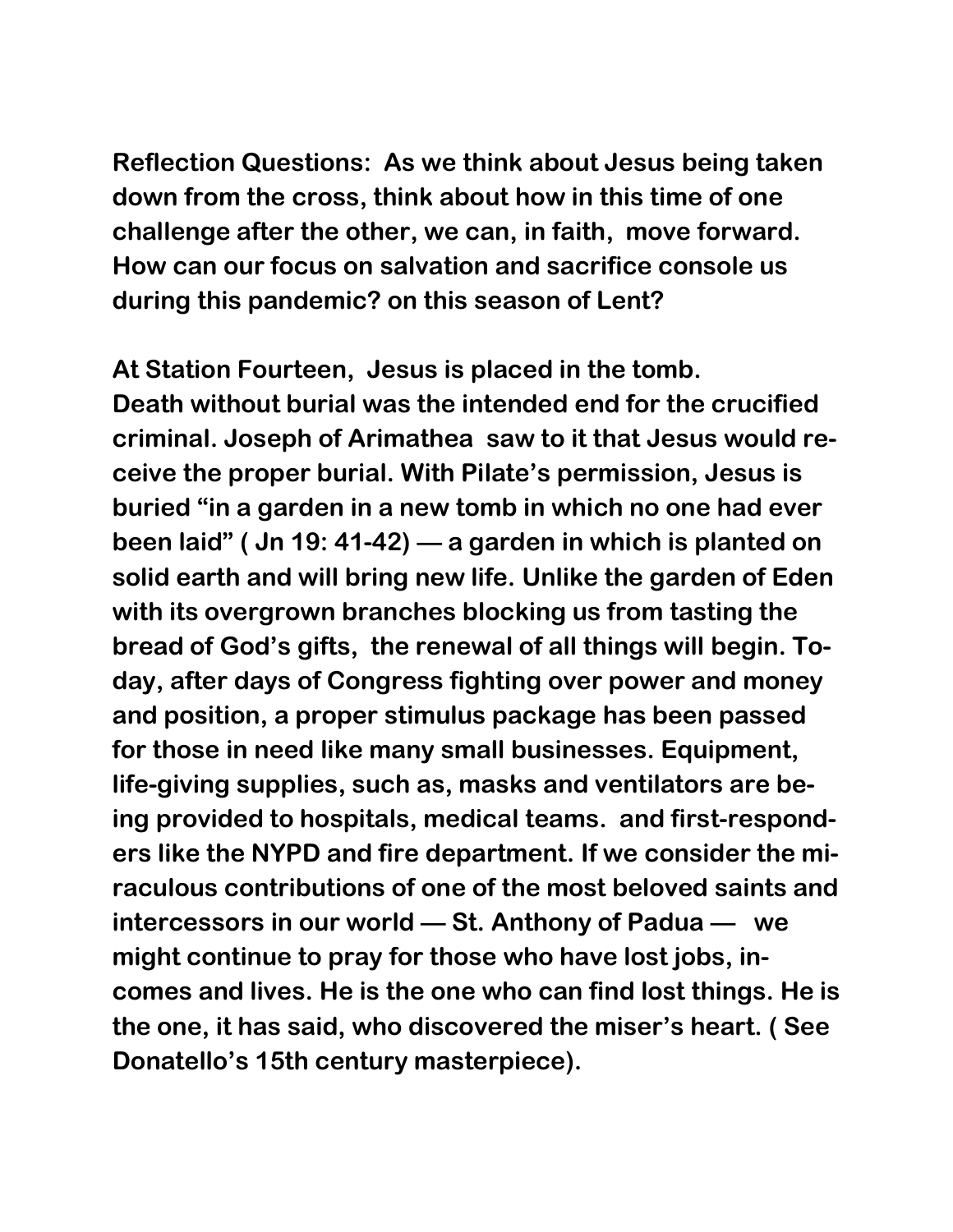**Reflection Questions: As we think about Jesus being taken down from the cross, think about how in this time of one challenge after the other, we can, in faith, move forward. How can our focus on salvation and sacrifice console us during this pandemic? on this season of Lent?**

**At Station Fourteen, Jesus is placed in the tomb.**
**Death without burial was the intended end for the crucified criminal. Joseph of Arimathea saw to it that Jesus would receive the proper burial. With Pilate's permission, Jesus is buried "in a garden in a new tomb in which no one had ever been laid" ( Jn 19: 41-42) — a garden in which is planted on solid earth and will bring new life. Unlike the garden of Eden with its overgrown branches blocking us from tasting the bread of God's gifts, the renewal of all things will begin. Today, after days of Congress fighting over power and money and position, a proper stimulus package has been passed for those in need like many small businesses. Equipment, life-giving supplies, such as, masks and ventilators are being provided to hospitals, medical teams. and first-responders like the NYPD and fire department. If we consider the miraculous contributions of one of the most beloved saints and intercessors in our world — St. Anthony of Padua — we might continue to pray for those who have lost jobs, incomes and lives. He is the one who can find lost things. He is the one, it has said, who discovered the miser's heart. ( See Donatello's 15th century masterpiece).**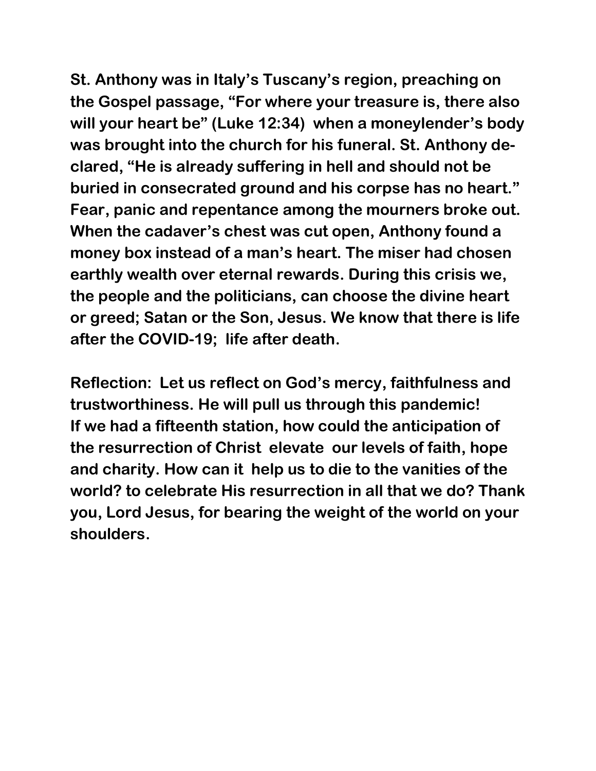**St. Anthony was in Italy's Tuscany's region, preaching on the Gospel passage, "For where your treasure is, there also will your heart be" (Luke 12:34) when a moneylender's body was brought into the church for his funeral. St. Anthony declared, "He is already suffering in hell and should not be buried in consecrated ground and his corpse has no heart." Fear, panic and repentance among the mourners broke out. When the cadaver's chest was cut open, Anthony found a money box instead of a man's heart. The miser had chosen earthly wealth over eternal rewards. During this crisis we, the people and the politicians, can choose the divine heart or greed; Satan or the Son, Jesus. We know that there is life after the COVID-19; life after death.**

**Reflection: Let us reflect on God's mercy, faithfulness and trustworthiness. He will pull us through this pandemic! If we had a fifteenth station, how could the anticipation of the resurrection of Christ elevate our levels of faith, hope and charity. How can it help us to die to the vanities of the world? to celebrate His resurrection in all that we do? Thank you, Lord Jesus, for bearing the weight of the world on your shoulders.**